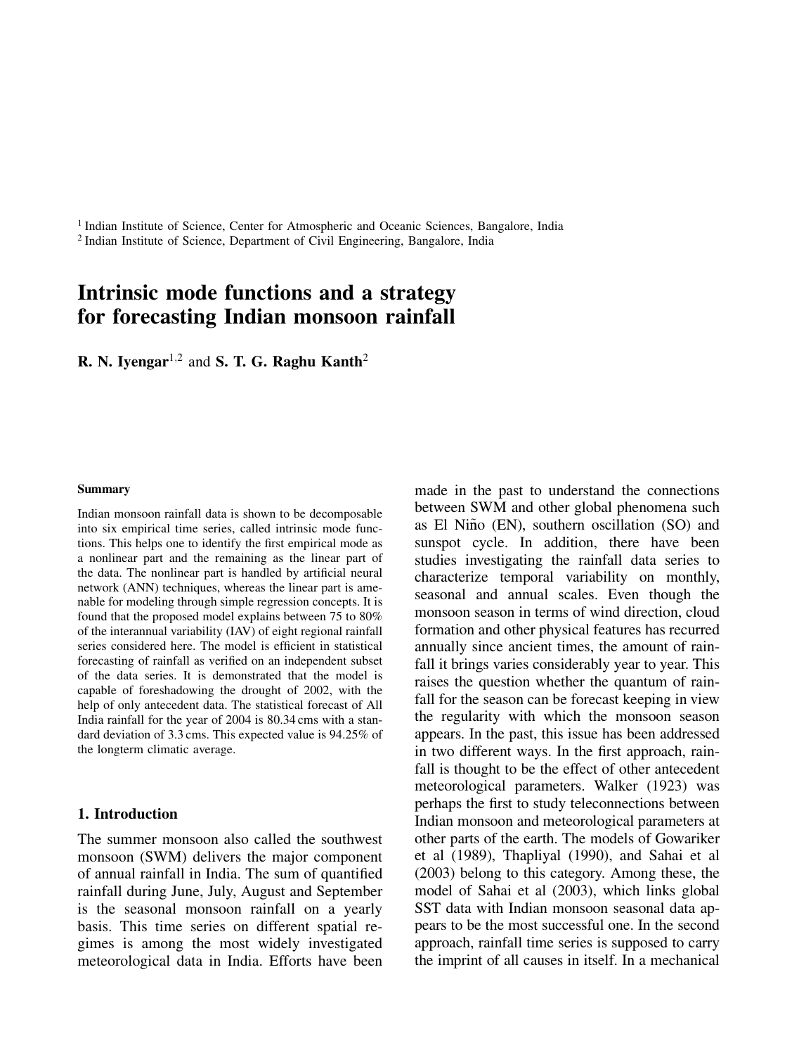[1] Indian Institute of Science, Center for Atmospheric and Oceanic Sciences, Bangalore, India
[2] Indian Institute of Science, Department of Civil Engineering, Bangalore, India

# Intrinsic mode functions and a strategy for forecasting Indian monsoon rainfall

**R. N. Iyengar**[1,2] and **S. T. G. Raghu Kanth**[2]

#### Summary

Indian monsoon rainfall data is shown to be decomposable into six empirical time series, called intrinsic mode functions. This helps one to identify the first empirical mode as a nonlinear part and the remaining as the linear part of the data. The nonlinear part is handled by artificial neural network (ANN) techniques, whereas the linear part is amenable for modeling through simple regression concepts. It is found that the proposed model explains between 75 to 80% of the interannual variability (IAV) of eight regional rainfall series considered here. The model is efficient in statistical forecasting of rainfall as verified on an independent subset of the data series. It is demonstrated that the model is capable of foreshadowing the drought of 2002, with the help of only antecedent data. The statistical forecast of All India rainfall for the year of 2004 is 80.34 cms with a standard deviation of 3.3 cms. This expected value is 94.25% of the longterm climatic average.

## 1. Introduction

The summer monsoon also called the southwest monsoon (SWM) delivers the major component of annual rainfall in India. The sum of quantified rainfall during June, July, August and September is the seasonal monsoon rainfall on a yearly basis. This time series on different spatial regimes is among the most widely investigated meteorological data in India. Efforts have been made in the past to understand the connections between SWM and other global phenomena such as El Niño (EN), southern oscillation (SO) and sunspot cycle. In addition, there have been studies investigating the rainfall data series to characterize temporal variability on monthly, seasonal and annual scales. Even though the monsoon season in terms of wind direction, cloud formation and other physical features has recurred annually since ancient times, the amount of rainfall it brings varies considerably year to year. This raises the question whether the quantum of rainfall for the season can be forecast keeping in view the regularity with which the monsoon season appears. In the past, this issue has been addressed in two different ways. In the first approach, rainfall is thought to be the effect of other antecedent meteorological parameters. Walker (1923) was perhaps the first to study teleconnections between Indian monsoon and meteorological parameters at other parts of the earth. The models of Gowariker et al (1989), Thapliyal (1990), and Sahai et al (2003) belong to this category. Among these, the model of Sahai et al (2003), which links global SST data with Indian monsoon seasonal data appears to be the most successful one. In the second approach, rainfall time series is supposed to carry the imprint of all causes in itself. In a mechanical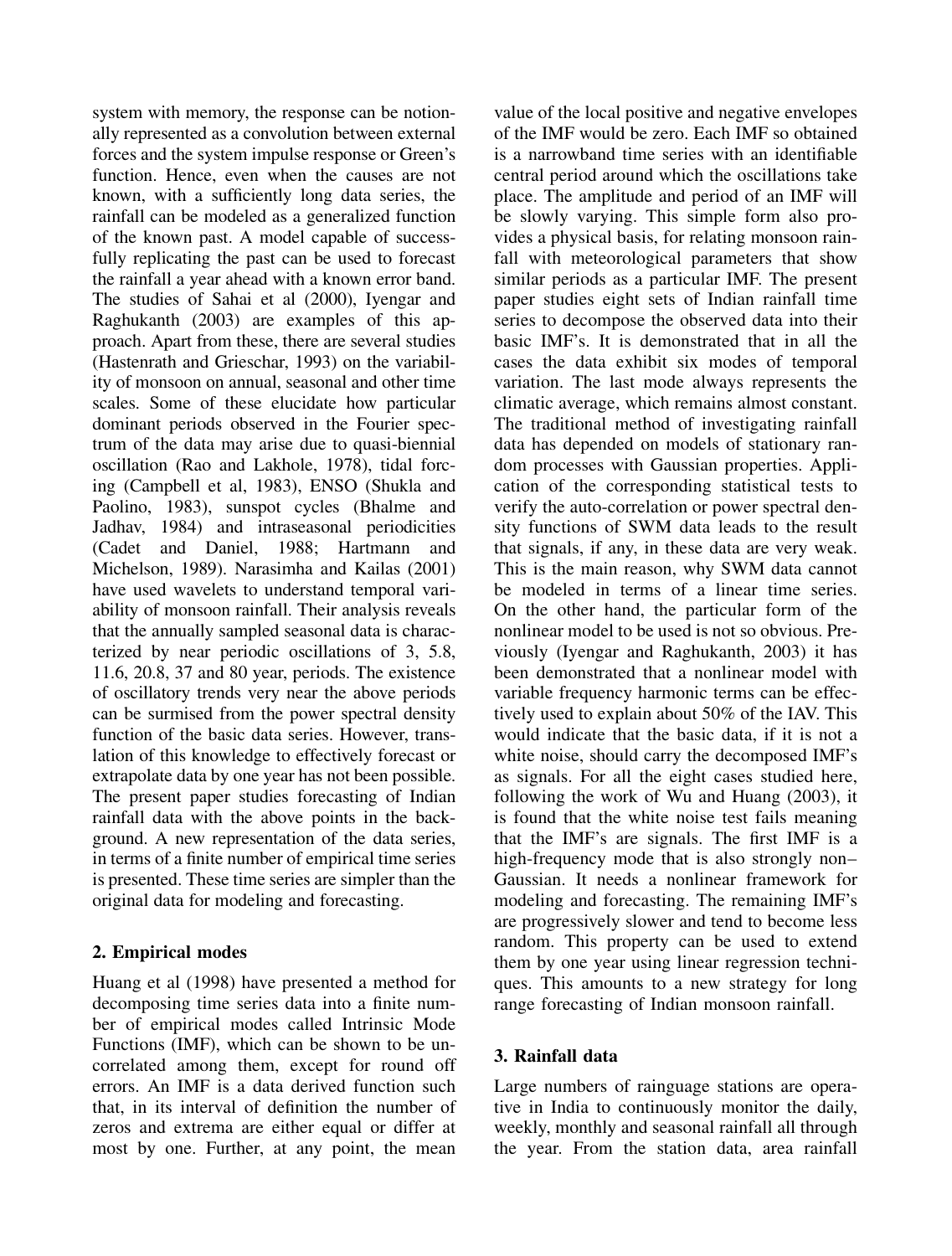system with memory, the response can be notionally represented as a convolution between external forces and the system impulse response or Green's function. Hence, even when the causes are not known, with a sufficiently long data series, the rainfall can be modeled as a generalized function of the known past. A model capable of successfully replicating the past can be used to forecast the rainfall a year ahead with a known error band. The studies of Sahai et al (2000), Iyengar and Raghukanth (2003) are examples of this approach. Apart from these, there are several studies (Hastenrath and Grieschar, 1993) on the variability of monsoon on annual, seasonal and other time scales. Some of these elucidate how particular dominant periods observed in the Fourier spectrum of the data may arise due to quasi-biennial oscillation (Rao and Lakhole, 1978), tidal forcing (Campbell et al, 1983), ENSO (Shukla and Paolino, 1983), sunspot cycles (Bhalme and Jadhav, 1984) and intraseasonal periodicities (Cadet and Daniel, 1988; Hartmann and Michelson, 1989). Narasimha and Kailas (2001) have used wavelets to understand temporal variability of monsoon rainfall. Their analysis reveals that the annually sampled seasonal data is characterized by near periodic oscillations of 3, 5.8, 11.6, 20.8, 37 and 80 year, periods. The existence of oscillatory trends very near the above periods can be surmised from the power spectral density function of the basic data series. However, translation of this knowledge to effectively forecast or extrapolate data by one year has not been possible. The present paper studies forecasting of Indian rainfall data with the above points in the background. A new representation of the data series, in terms of a finite number of empirical time series is presented. These time series are simpler than the original data for modeling and forecasting.

## 2. Empirical modes

Huang et al (1998) have presented a method for decomposing time series data into a finite number of empirical modes called Intrinsic Mode Functions (IMF), which can be shown to be uncorrelated among them, except for round off errors. An IMF is a data derived function such that, in its interval of definition the number of zeros and extrema are either equal or differ at most by one. Further, at any point, the mean value of the local positive and negative envelopes of the IMF would be zero. Each IMF so obtained is a narrowband time series with an identifiable central period around which the oscillations take place. The amplitude and period of an IMF will be slowly varying. This simple form also provides a physical basis, for relating monsoon rainfall with meteorological parameters that show similar periods as a particular IMF. The present paper studies eight sets of Indian rainfall time series to decompose the observed data into their basic IMF's. It is demonstrated that in all the cases the data exhibit six modes of temporal variation. The last mode always represents the climatic average, which remains almost constant. The traditional method of investigating rainfall data has depended on models of stationary random processes with Gaussian properties. Application of the corresponding statistical tests to verify the auto-correlation or power spectral density functions of SWM data leads to the result that signals, if any, in these data are very weak. This is the main reason, why SWM data cannot be modeled in terms of a linear time series. On the other hand, the particular form of the nonlinear model to be used is not so obvious. Previously (Iyengar and Raghukanth, 2003) it has been demonstrated that a nonlinear model with variable frequency harmonic terms can be effectively used to explain about 50% of the IAV. This would indicate that the basic data, if it is not a white noise, should carry the decomposed IMF's as signals. For all the eight cases studied here, following the work of Wu and Huang (2003), it is found that the white noise test fails meaning that the IMF's are signals. The first IMF is a high-frequency mode that is also strongly non–Gaussian. It needs a nonlinear framework for modeling and forecasting. The remaining IMF's are progressively slower and tend to become less random. This property can be used to extend them by one year using linear regression techniques. This amounts to a new strategy for long range forecasting of Indian monsoon rainfall.

## 3. Rainfall data

Large numbers of rainguage stations are operative in India to continuously monitor the daily, weekly, monthly and seasonal rainfall all through the year. From the station data, area rainfall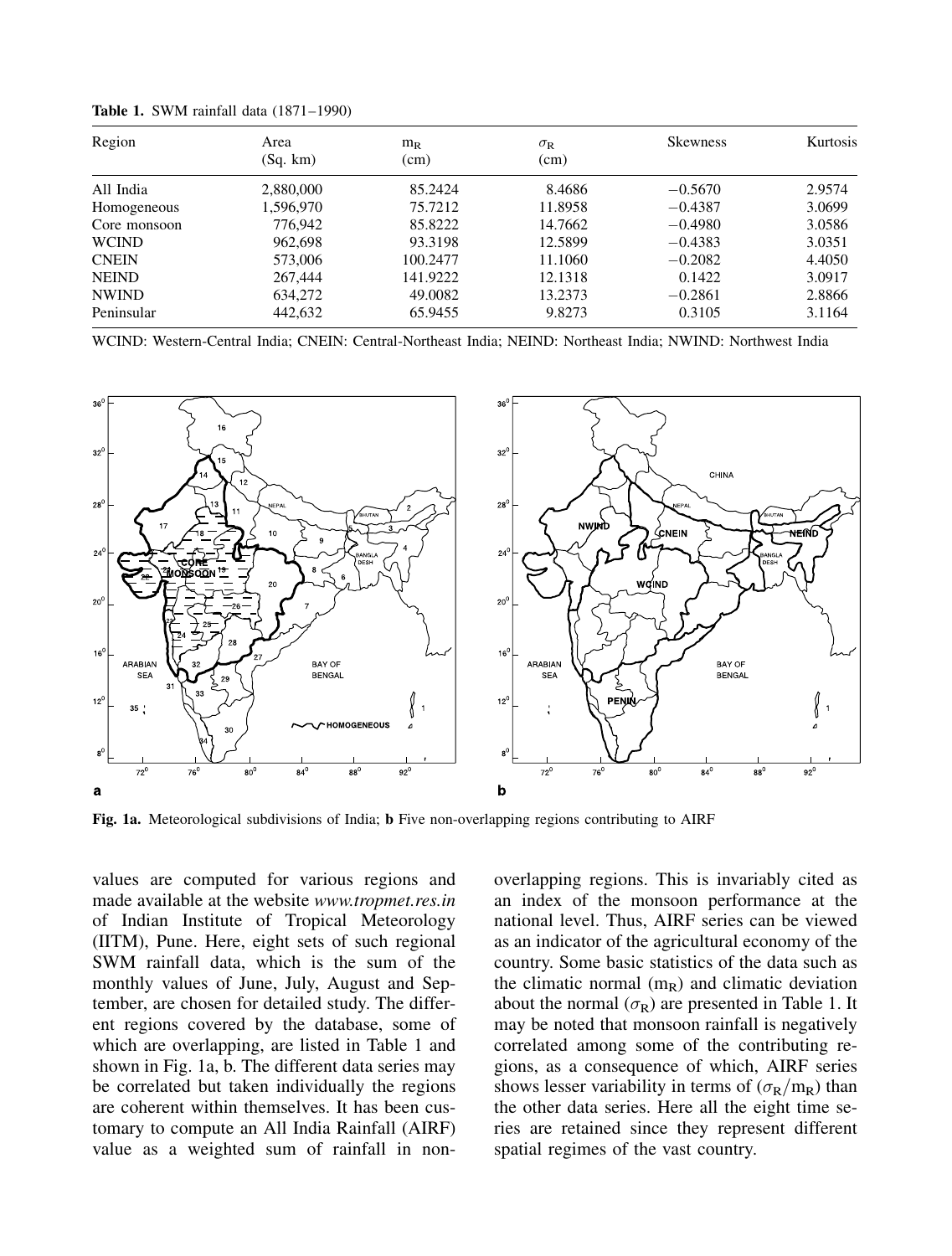**Table 1.** SWM rainfall data (1871–1990)

| Region | Area (Sq. km) | $m_R$ (cm) | $\sigma_R$ (cm) | Skewness | Kurtosis |
|---|---|---|---|---|---|
| All India | 2,880,000 | 85.2424 | 8.4686 | −0.5670 | 2.9574 |
| Homogeneous | 1,596,970 | 75.7212 | 11.8958 | −0.4387 | 3.0699 |
| Core monsoon | 776,942 | 85.8222 | 14.7662 | −0.4980 | 3.0586 |
| WCIND | 962,698 | 93.3198 | 12.5899 | −0.4383 | 3.0351 |
| CNEIN | 573,006 | 100.2477 | 11.1060 | −0.2082 | 4.4050 |
| NEIND | 267,444 | 141.9222 | 12.1318 | 0.1422 | 3.0917 |
| NWIND | 634,272 | 49.0082 | 13.2373 | −0.2861 | 2.8866 |
| Peninsular | 442,632 | 65.9455 | 9.8273 | 0.3105 | 3.1164 |

WCIND: Western-Central India; CNEIN: Central-Northeast India; NEIND: Northeast India; NWIND: Northwest India

**Fig. 1a.** Meteorological subdivisions of India; **b** Five non-overlapping regions contributing to AIRF

values are computed for various regions and made available at the website *www.tropmet.res.in* of Indian Institute of Tropical Meteorology (IITM), Pune. Here, eight sets of such regional SWM rainfall data, which is the sum of the monthly values of June, July, August and September, are chosen for detailed study. The different regions covered by the database, some of which are overlapping, are listed in Table 1 and shown in Fig. 1a, b. The different data series may be correlated but taken individually the regions are coherent within themselves. It has been customary to compute an All India Rainfall (AIRF) value as a weighted sum of rainfall in non-overlapping regions. This is invariably cited as an index of the monsoon performance at the national level. Thus, AIRF series can be viewed as an indicator of the agricultural economy of the country. Some basic statistics of the data such as the climatic normal ($m_R$) and climatic deviation about the normal ($\sigma_R$) are presented in Table 1. It may be noted that monsoon rainfall is negatively correlated among some of the contributing regions, as a consequence of which, AIRF series shows lesser variability in terms of ($\sigma_R/m_R$) than the other data series. Here all the eight time series are retained since they represent different spatial regimes of the vast country.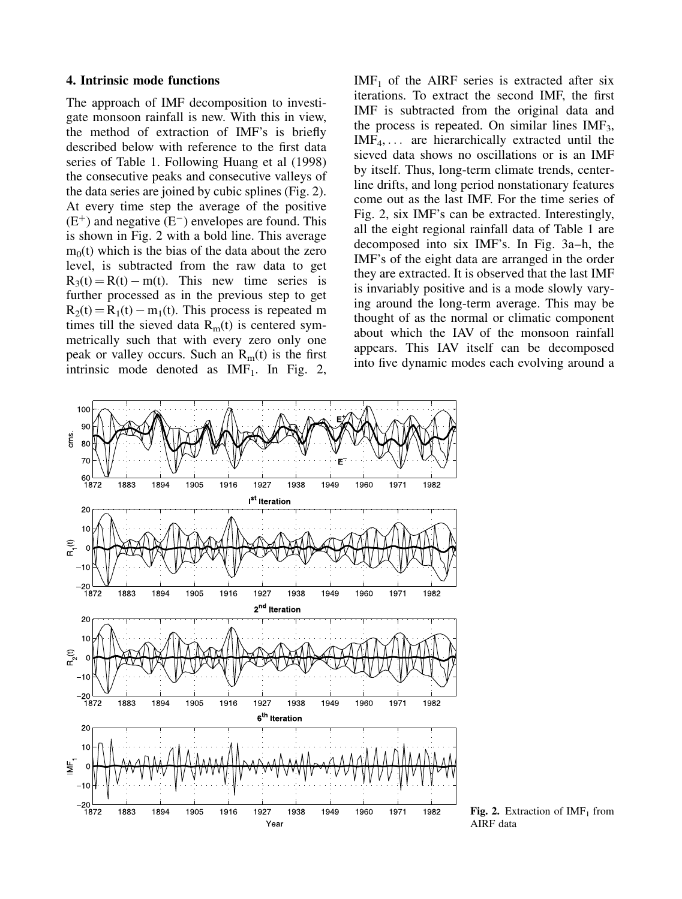## 4. Intrinsic mode functions

The approach of IMF decomposition to investigate monsoon rainfall is new. With this in view, the method of extraction of IMF's is briefly described below with reference to the first data series of Table 1. Following Huang et al (1998) the consecutive peaks and consecutive valleys of the data series are joined by cubic splines (Fig. 2). At every time step the average of the positive ($E^+$) and negative ($E^-$) envelopes are found. This is shown in Fig. 2 with a bold line. This average $m_0(t)$ which is the bias of the data about the zero level, is subtracted from the raw data to get $R_3(t) = R(t) - m(t)$. This new time series is further processed as in the previous step to get $R_2(t) = R_1(t) - m_1(t)$. This process is repeated m times till the sieved data $R_m(t)$ is centered symmetrically such that with every zero only one peak or valley occurs. Such an $R_m(t)$ is the first intrinsic mode denoted as $IMF_1$. In Fig. 2, $IMF_1$ of the AIRF series is extracted after six iterations. To extract the second IMF, the first IMF is subtracted from the original data and the process is repeated. On similar lines $IMF_3$, $IMF_4, \ldots$ are hierarchically extracted until the sieved data shows no oscillations or is an IMF by itself. Thus, long-term climate trends, center-line drifts, and long period nonstationary features come out as the last IMF. For the time series of Fig. 2, six IMF's can be extracted. Interestingly, all the eight regional rainfall data of Table 1 are decomposed into six IMF's. In Fig. 3a–h, the IMF's of the eight data are arranged in the order they are extracted. It is observed that the last IMF is invariably positive and is a mode slowly varying around the long-term average. This may be thought of as the normal or climatic component about which the IAV of the monsoon rainfall appears. This IAV itself can be decomposed into five dynamic modes each evolving around a

**Fig. 2.** Extraction of $IMF_1$ from AIRF data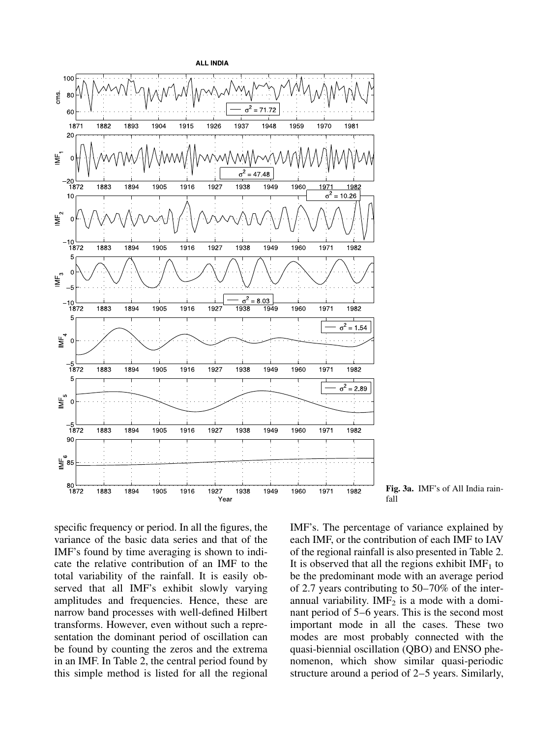**Fig. 3a.** IMF's of All India rainfall

specific frequency or period. In all the figures, the variance of the basic data series and that of the IMF's found by time averaging is shown to indicate the relative contribution of an IMF to the total variability of the rainfall. It is easily observed that all IMF's exhibit slowly varying amplitudes and frequencies. Hence, these are narrow band processes with well-defined Hilbert transforms. However, even without such a representation the dominant period of oscillation can be found by counting the zeros and the extrema in an IMF. In Table 2, the central period found by this simple method is listed for all the regional IMF's. The percentage of variance explained by each IMF, or the contribution of each IMF to IAV of the regional rainfall is also presented in Table 2. It is observed that all the regions exhibit $\text{IMF}_1$ to be the predominant mode with an average period of 2.7 years contributing to 50–70% of the interannual variability. $\text{IMF}_2$ is a mode with a dominant period of 5–6 years. This is the second most important mode in all the cases. These two modes are most probably connected with the quasi-biennial oscillation (QBO) and ENSO phenomenon, which show similar quasi-periodic structure around a period of 2–5 years. Similarly,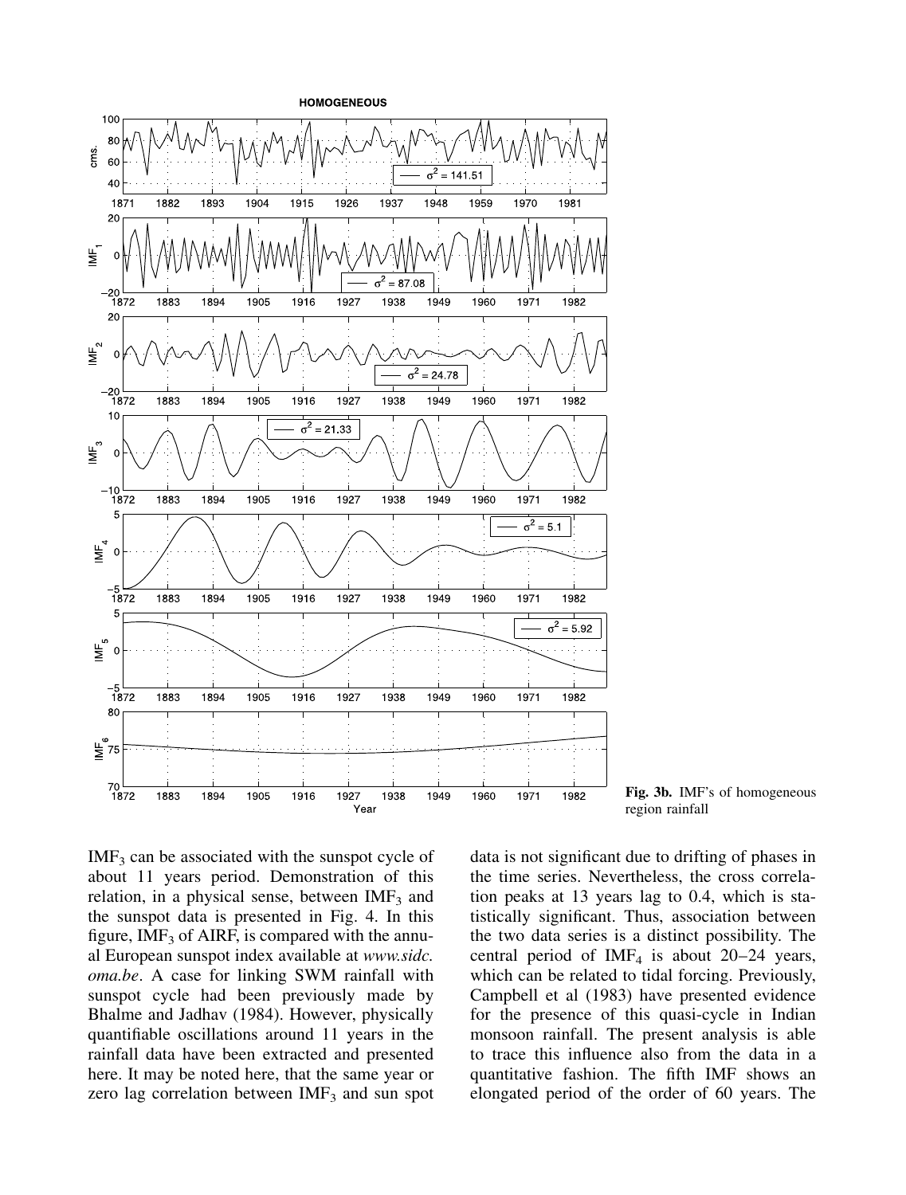Fig. 3b. IMF's of homogeneous region rainfall

$IMF_3$ can be associated with the sunspot cycle of about 11 years period. Demonstration of this relation, in a physical sense, between $IMF_3$ and the sunspot data is presented in Fig. 4. In this figure, $IMF_3$ of AIRF, is compared with the annual European sunspot index available at *www.sidc.oma.be*. A case for linking SWM rainfall with sunspot cycle had been previously made by Bhalme and Jadhav (1984). However, physically quantifiable oscillations around 11 years in the rainfall data have been extracted and presented here. It may be noted here, that the same year or zero lag correlation between $IMF_3$ and sun spot data is not significant due to drifting of phases in the time series. Nevertheless, the cross correlation peaks at 13 years lag to 0.4, which is statistically significant. Thus, association between the two data series is a distinct possibility. The central period of $IMF_4$ is about 20–24 years, which can be related to tidal forcing. Previously, Campbell et al (1983) have presented evidence for the presence of this quasi-cycle in Indian monsoon rainfall. The present analysis is able to trace this influence also from the data in a quantitative fashion. The fifth IMF shows an elongated period of the order of 60 years. The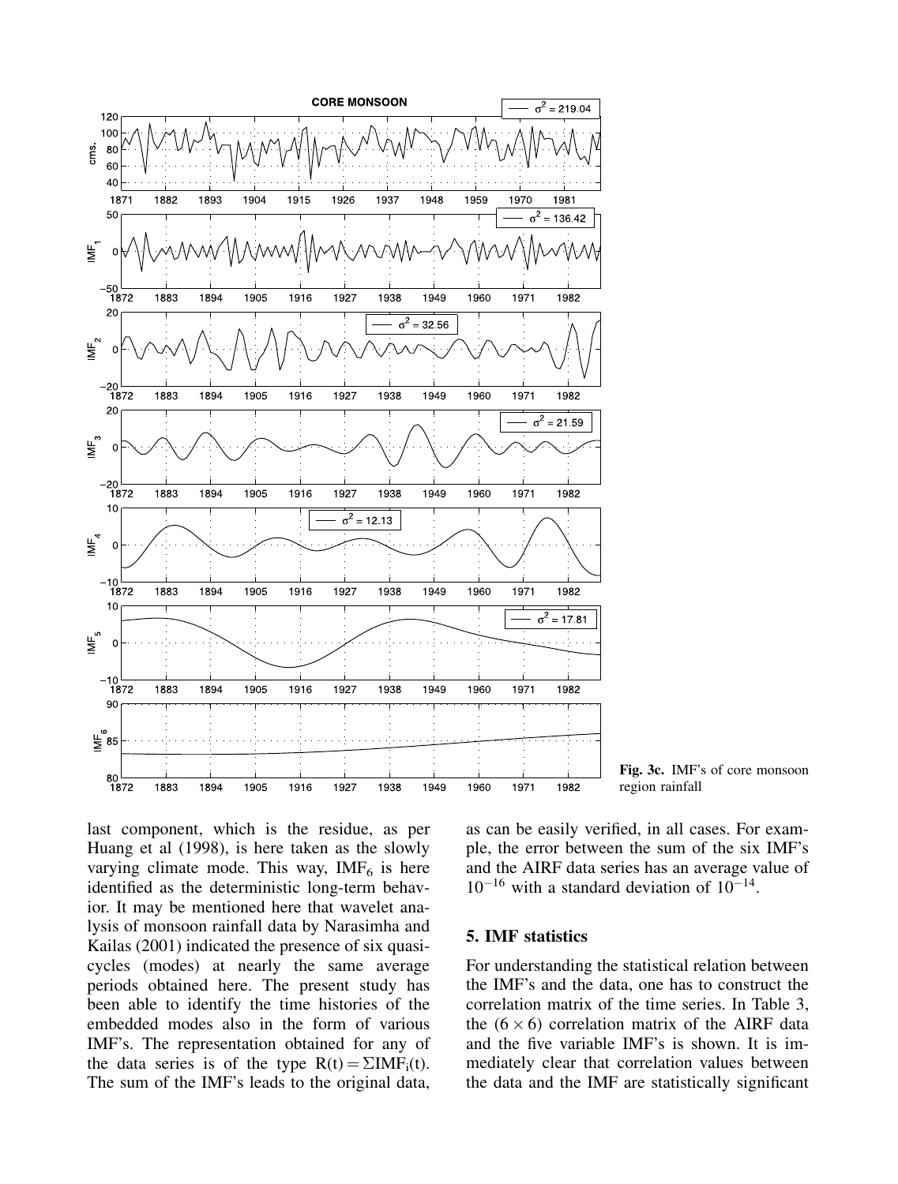**Fig. 3c.** IMF's of core monsoon region rainfall

last component, which is the residue, as per Huang et al (1998), is here taken as the slowly varying climate mode. This way, $IMF_6$ is here identified as the deterministic long-term behavior. It may be mentioned here that wavelet analysis of monsoon rainfall data by Narasimha and Kailas (2001) indicated the presence of six quasi-cycles (modes) at nearly the same average periods obtained here. The present study has been able to identify the time histories of the embedded modes also in the form of various IMF's. The representation obtained for any of the data series is of the type $R(t) = \Sigma IMF_i(t)$. The sum of the IMF's leads to the original data, as can be easily verified, in all cases. For example, the error between the sum of the six IMF's and the AIRF data series has an average value of $10^{-16}$ with a standard deviation of $10^{-14}$.

## 5. IMF statistics

For understanding the statistical relation between the IMF's and the data, one has to construct the correlation matrix of the time series. In Table 3, the $(6 \times 6)$ correlation matrix of the AIRF data and the five variable IMF's is shown. It is immediately clear that correlation values between the data and the IMF are statistically significant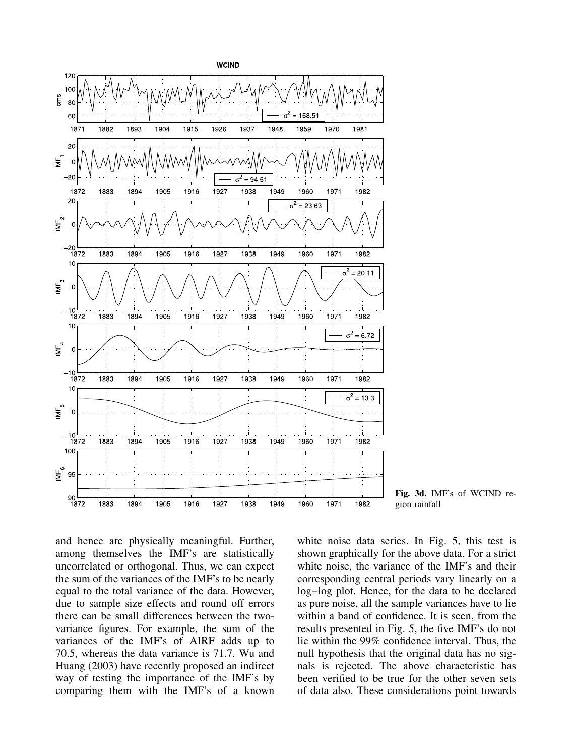Fig. 3d. IMF's of WCIND region rainfall

and hence are physically meaningful. Further, among themselves the IMF's are statistically uncorrelated or orthogonal. Thus, we can expect the sum of the variances of the IMF's to be nearly equal to the total variance of the data. However, due to sample size effects and round off errors there can be small differences between the two-variance figures. For example, the sum of the variances of the IMF's of AIRF adds up to 70.5, whereas the data variance is 71.7. Wu and Huang (2003) have recently proposed an indirect way of testing the importance of the IMF's by comparing them with the IMF's of a known white noise data series. In Fig. 5, this test is shown graphically for the above data. For a strict white noise, the variance of the IMF's and their corresponding central periods vary linearly on a log–log plot. Hence, for the data to be declared as pure noise, all the sample variances have to lie within a band of confidence. It is seen, from the results presented in Fig. 5, the five IMF's do not lie within the 99% confidence interval. Thus, the null hypothesis that the original data has no signals is rejected. The above characteristic has been verified to be true for the other seven sets of data also. These considerations point towards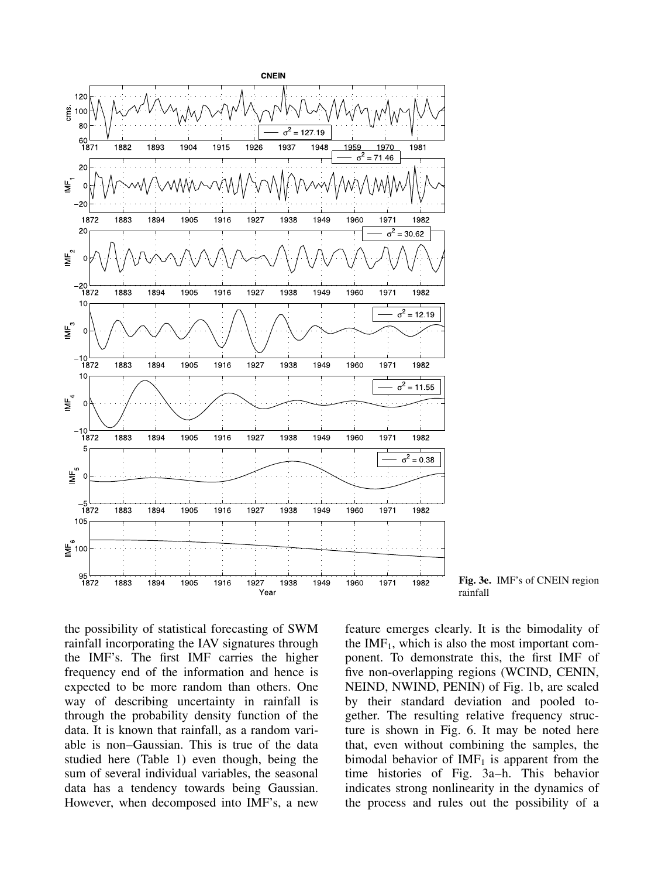Fig. 3e. IMF's of CNEIN region rainfall

the possibility of statistical forecasting of SWM rainfall incorporating the IAV signatures through the IMF's. The first IMF carries the higher frequency end of the information and hence is expected to be more random than others. One way of describing uncertainty in rainfall is through the probability density function of the data. It is known that rainfall, as a random variable is non–Gaussian. This is true of the data studied here (Table 1) even though, being the sum of several individual variables, the seasonal data has a tendency towards being Gaussian. However, when decomposed into IMF's, a new feature emerges clearly. It is the bimodality of the $IMF_1$, which is also the most important component. To demonstrate this, the first IMF of five non-overlapping regions (WCIND, CENIN, NEIND, NWIND, PENIN) of Fig. 1b, are scaled by their standard deviation and pooled together. The resulting relative frequency structure is shown in Fig. 6. It may be noted here that, even without combining the samples, the bimodal behavior of $IMF_1$ is apparent from the time histories of Fig. 3a–h. This behavior indicates strong nonlinearity in the dynamics of the process and rules out the possibility of a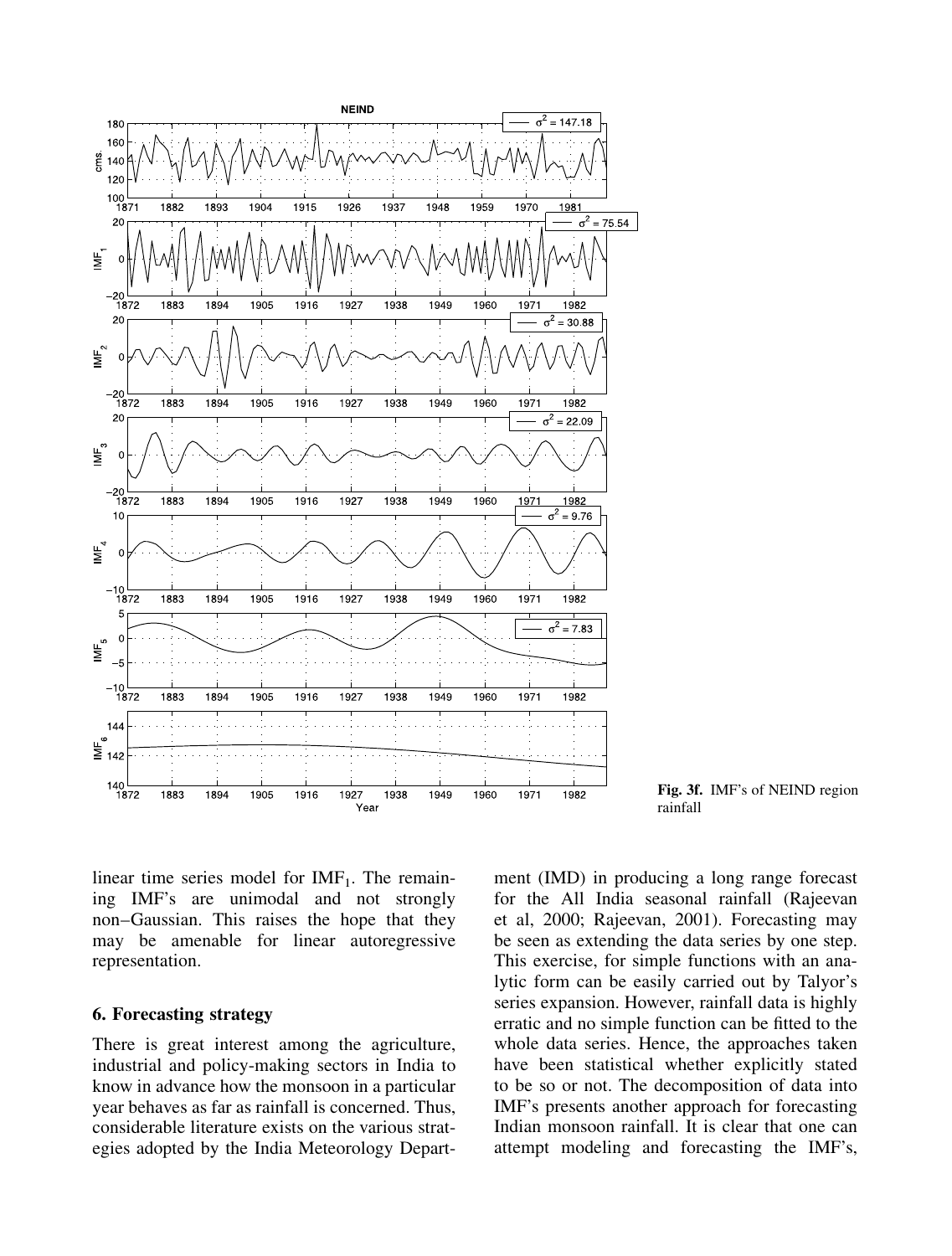**Fig. 3f.** IMF's of NEIND region rainfall

linear time series model for $IMF_1$. The remaining IMF's are unimodal and not strongly non–Gaussian. This raises the hope that they may be amenable for linear autoregressive representation.

## 6. Forecasting strategy

There is great interest among the agriculture, industrial and policy-making sectors in India to know in advance how the monsoon in a particular year behaves as far as rainfall is concerned. Thus, considerable literature exists on the various strategies adopted by the India Meteorology Department (IMD) in producing a long range forecast for the All India seasonal rainfall (Rajeevan et al, 2000; Rajeevan, 2001). Forecasting may be seen as extending the data series by one step. This exercise, for simple functions with an analytic form can be easily carried out by Talyor's series expansion. However, rainfall data is highly erratic and no simple function can be fitted to the whole data series. Hence, the approaches taken have been statistical whether explicitly stated to be so or not. The decomposition of data into IMF's presents another approach for forecasting Indian monsoon rainfall. It is clear that one can attempt modeling and forecasting the IMF's,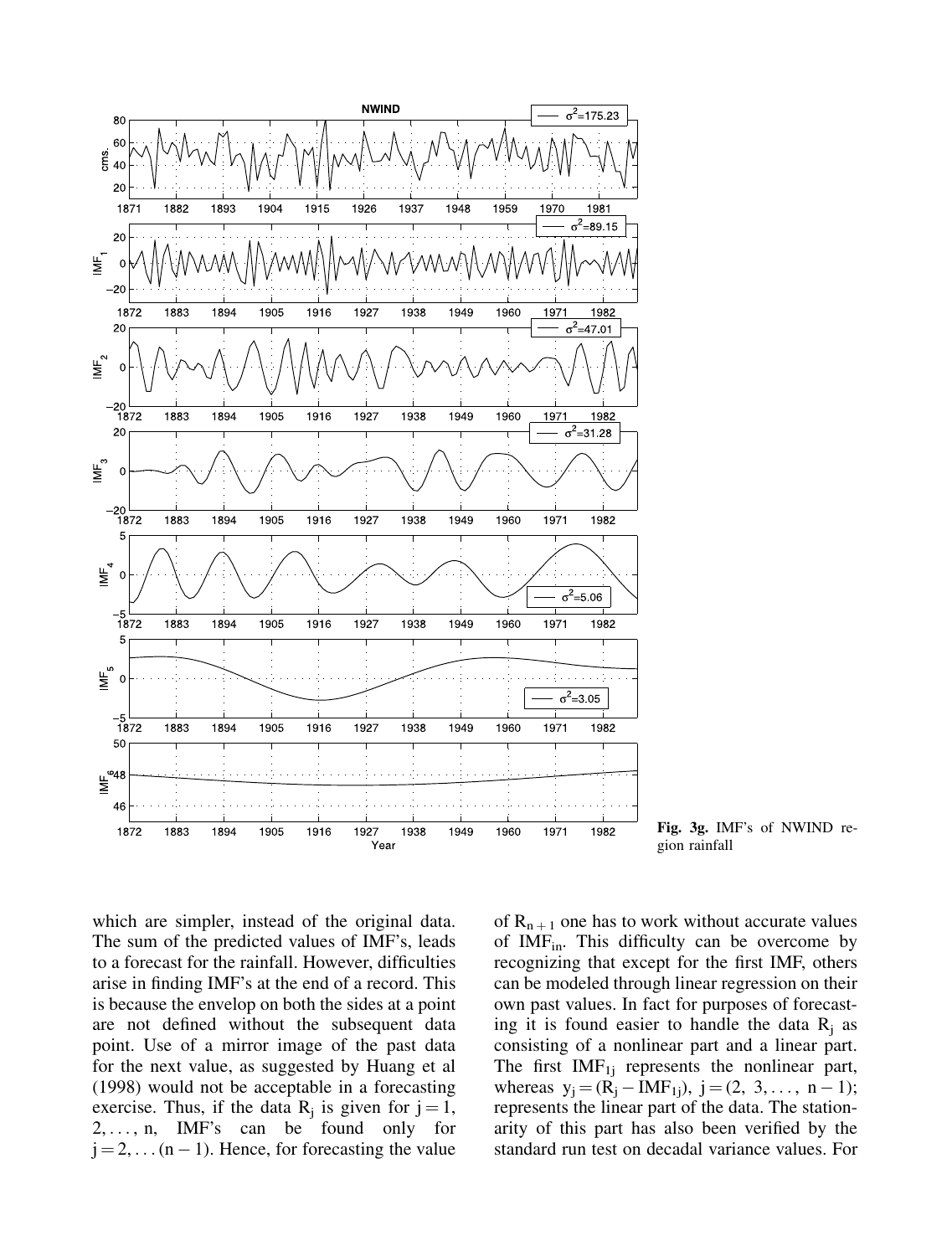Fig. 3g. IMF's of NWIND region rainfall

which are simpler, instead of the original data. The sum of the predicted values of IMF's, leads to a forecast for the rainfall. However, difficulties arise in finding IMF's at the end of a record. This is because the envelop on both the sides at a point are not defined without the subsequent data point. Use of a mirror image of the past data for the next value, as suggested by Huang et al (1998) would not be acceptable in a forecasting exercise. Thus, if the data $R_j$ is given for $j = 1, 2, \ldots, n$, IMF's can be found only for $j = 2, \ldots (n-1)$. Hence, for forecasting the value of $R_{n+1}$ one has to work without accurate values of $IMF_{in}$. This difficulty can be overcome by recognizing that except for the first IMF, others can be modeled through linear regression on their own past values. In fact for purposes of forecasting it is found easier to handle the data $R_j$ as consisting of a nonlinear part and a linear part. The first $IMF_{1j}$ represents the nonlinear part, whereas $y_j = (R_j - IMF_{1j}),\ j = (2,\ 3, \ldots,\ n-1)$; represents the linear part of the data. The stationarity of this part has also been verified by the standard run test on decadal variance values. For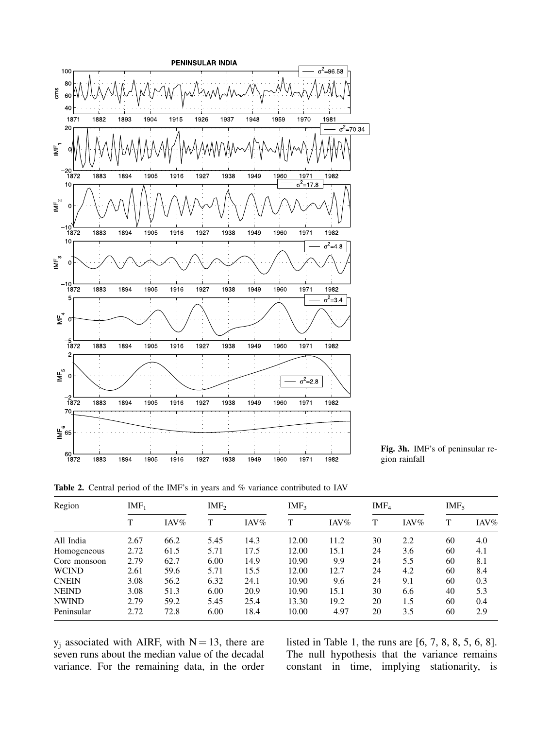**Fig. 3h.** IMF's of peninsular region rainfall

**Table 2.** Central period of the IMF's in years and % variance contributed to IAV

| Region | $IMF_1$ | | $IMF_2$ | | $IMF_3$ | | $IMF_4$ | | $IMF_5$ | |
|---|---|---|---|---|---|---|---|---|---|---|
| | T | IAV% | T | IAV% | T | IAV% | T | IAV% | T | IAV% |
| All India | 2.67 | 66.2 | 5.45 | 14.3 | 12.00 | 11.2 | 30 | 2.2 | 60 | 4.0 |
| Homogeneous | 2.72 | 61.5 | 5.71 | 17.5 | 12.00 | 15.1 | 24 | 3.6 | 60 | 4.1 |
| Core monsoon | 2.79 | 62.7 | 6.00 | 14.9 | 10.90 | 9.9 | 24 | 5.5 | 60 | 8.1 |
| WCIND | 2.61 | 59.6 | 5.71 | 15.5 | 12.00 | 12.7 | 24 | 4.2 | 60 | 8.4 |
| CNEIN | 3.08 | 56.2 | 6.32 | 24.1 | 10.90 | 9.6 | 24 | 9.1 | 60 | 0.3 |
| NEIND | 3.08 | 51.3 | 6.00 | 20.9 | 10.90 | 15.1 | 30 | 6.6 | 40 | 5.3 |
| NWIND | 2.79 | 59.2 | 5.45 | 25.4 | 13.30 | 19.2 | 20 | 1.5 | 60 | 0.4 |
| Peninsular | 2.72 | 72.8 | 6.00 | 18.4 | 10.00 | 4.97 | 20 | 3.5 | 60 | 2.9 |

$y_j$ associated with AIRF, with $N = 13$, there are seven runs about the median value of the decadal variance. For the remaining data, in the order listed in Table 1, the runs are [6, 7, 8, 8, 5, 6, 8]. The null hypothesis that the variance remains constant in time, implying stationarity, is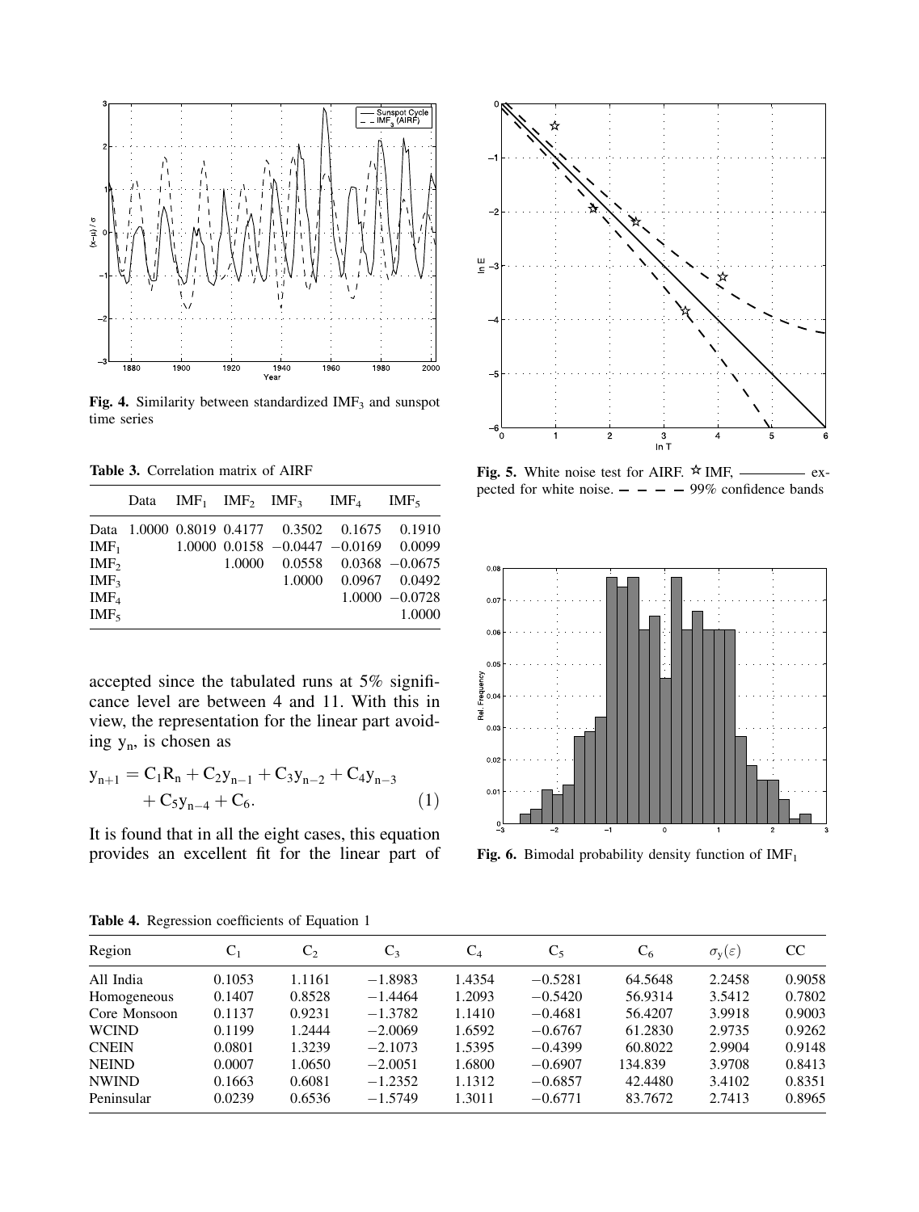**Fig. 4.** Similarity between standardized $IMF_3$ and sunspot time series

**Table 3.** Correlation matrix of AIRF

| | Data | $IMF_1$ | $IMF_2$ | $IMF_3$ | $IMF_4$ | $IMF_5$ |
|---|---|---|---|---|---|---|
| Data | 1.0000 | 0.8019 | 0.4177 | 0.3502 | 0.1675 | 0.1910 |
| $IMF_1$ | | 1.0000 | 0.0158 | −0.0447 | −0.0169 | 0.0099 |
| $IMF_2$ | | | 1.0000 | 0.0558 | 0.0368 | −0.0675 |
| $IMF_3$ | | | | 1.0000 | 0.0967 | 0.0492 |
| $IMF_4$ | | | | | 1.0000 | −0.0728 |
| $IMF_5$ | | | | | | 1.0000 |

accepted since the tabulated runs at 5% significance level are between 4 and 11. With this in view, the representation for the linear part avoiding $y_n$, is chosen as

$$y_{n+1} = C_1 R_n + C_2 y_{n-1} + C_3 y_{n-2} + C_4 y_{n-3} + C_5 y_{n-4} + C_6. \tag{1}$$

It is found that in all the eight cases, this equation provides an excellent fit for the linear part of

**Fig. 5.** White noise test for AIRF. ☆ IMF, ———— expected for white noise. – – – – 99% confidence bands

**Fig. 6.** Bimodal probability density function of $IMF_1$

**Table 4.** Regression coefficients of Equation 1

| Region | $C_1$ | $C_2$ | $C_3$ | $C_4$ | $C_5$ | $C_6$ | $\sigma_y(\varepsilon)$ | CC |
|---|---|---|---|---|---|---|---|---|
| All India | 0.1053 | 1.1161 | −1.8983 | 1.4354 | −0.5281 | 64.5648 | 2.2458 | 0.9058 |
| Homogeneous | 0.1407 | 0.8528 | −1.4464 | 1.2093 | −0.5420 | 56.9314 | 3.5412 | 0.7802 |
| Core Monsoon | 0.1137 | 0.9231 | −1.3782 | 1.1410 | −0.4681 | 56.4207 | 3.9918 | 0.9003 |
| WCIND | 0.1199 | 1.2444 | −2.0069 | 1.6592 | −0.6767 | 61.2830 | 2.9735 | 0.9262 |
| CNEIN | 0.0801 | 1.3239 | −2.1073 | 1.5395 | −0.4399 | 60.8022 | 2.9904 | 0.9148 |
| NEIND | 0.0007 | 1.0650 | −2.0051 | 1.6800 | −0.6907 | 134.839 | 3.9708 | 0.8413 |
| NWIND | 0.1663 | 0.6081 | −1.2352 | 1.1312 | −0.6857 | 42.4480 | 3.4102 | 0.8351 |
| Peninsular | 0.0239 | 0.6536 | −1.5749 | 1.3011 | −0.6771 | 83.7672 | 2.7413 | 0.8965 |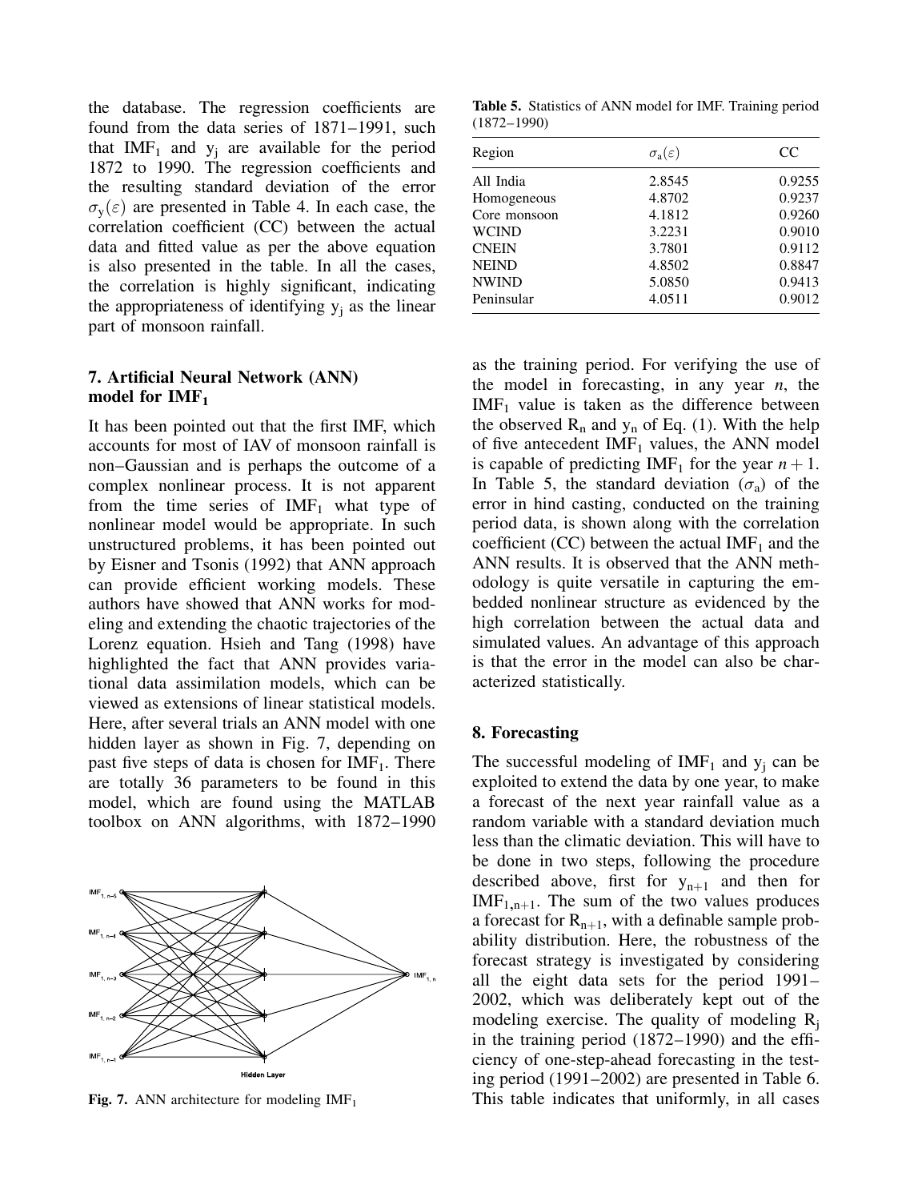the database. The regression coefficients are found from the data series of 1871–1991, such that $IMF_1$ and $y_j$ are available for the period 1872 to 1990. The regression coefficients and the resulting standard deviation of the error $\sigma_y(\varepsilon)$ are presented in Table 4. In each case, the correlation coefficient (CC) between the actual data and fitted value as per the above equation is also presented in the table. In all the cases, the correlation is highly significant, indicating the appropriateness of identifying $y_j$ as the linear part of monsoon rainfall.

## 7. Artificial Neural Network (ANN) model for $IMF_1$

It has been pointed out that the first IMF, which accounts for most of IAV of monsoon rainfall is non–Gaussian and is perhaps the outcome of a complex nonlinear process. It is not apparent from the time series of $IMF_1$ what type of nonlinear model would be appropriate. In such unstructured problems, it has been pointed out by Eisner and Tsonis (1992) that ANN approach can provide efficient working models. These authors have showed that ANN works for modeling and extending the chaotic trajectories of the Lorenz equation. Hsieh and Tang (1998) have highlighted the fact that ANN provides variational data assimilation models, which can be viewed as extensions of linear statistical models. Here, after several trials an ANN model with one hidden layer as shown in Fig. 7, depending on past five steps of data is chosen for $IMF_1$. There are totally 36 parameters to be found in this model, which are found using the MATLAB toolbox on ANN algorithms, with 1872–1990 as the training period. For verifying the use of the model in forecasting, in any year *n*, the $IMF_1$ value is taken as the difference between the observed $R_n$ and $y_n$ of Eq. (1). With the help of five antecedent $IMF_1$ values, the ANN model is capable of predicting $IMF_1$ for the year $n+1$. In Table 5, the standard deviation ($\sigma_a$) of the error in hind casting, conducted on the training period data, is shown along with the correlation coefficient (CC) between the actual $IMF_1$ and the ANN results. It is observed that the ANN methodology is quite versatile in capturing the embedded nonlinear structure as evidenced by the high correlation between the actual data and simulated values. An advantage of this approach is that the error in the model can also be characterized statistically.

**Fig. 7.** ANN architecture for modeling $IMF_1$

**Table 5.** Statistics of ANN model for IMF. Training period (1872–1990)

| Region | $\sigma_a(\varepsilon)$ | CC |
|---|---|---|
| All India | 2.8545 | 0.9255 |
| Homogeneous | 4.8702 | 0.9237 |
| Core monsoon | 4.1812 | 0.9260 |
| WCIND | 3.2231 | 0.9010 |
| CNEIN | 3.7801 | 0.9112 |
| NEIND | 4.8502 | 0.8847 |
| NWIND | 5.0850 | 0.9413 |
| Peninsular | 4.0511 | 0.9012 |

## 8. Forecasting

The successful modeling of $IMF_1$ and $y_j$ can be exploited to extend the data by one year, to make a forecast of the next year rainfall value as a random variable with a standard deviation much less than the climatic deviation. This will have to be done in two steps, following the procedure described above, first for $y_{n+1}$ and then for $IMF_{1,n+1}$. The sum of the two values produces a forecast for $R_{n+1}$, with a definable sample probability distribution. Here, the robustness of the forecast strategy is investigated by considering all the eight data sets for the period 1991–2002, which was deliberately kept out of the modeling exercise. The quality of modeling $R_j$ in the training period (1872–1990) and the efficiency of one-step-ahead forecasting in the testing period (1991–2002) are presented in Table 6. This table indicates that uniformly, in all cases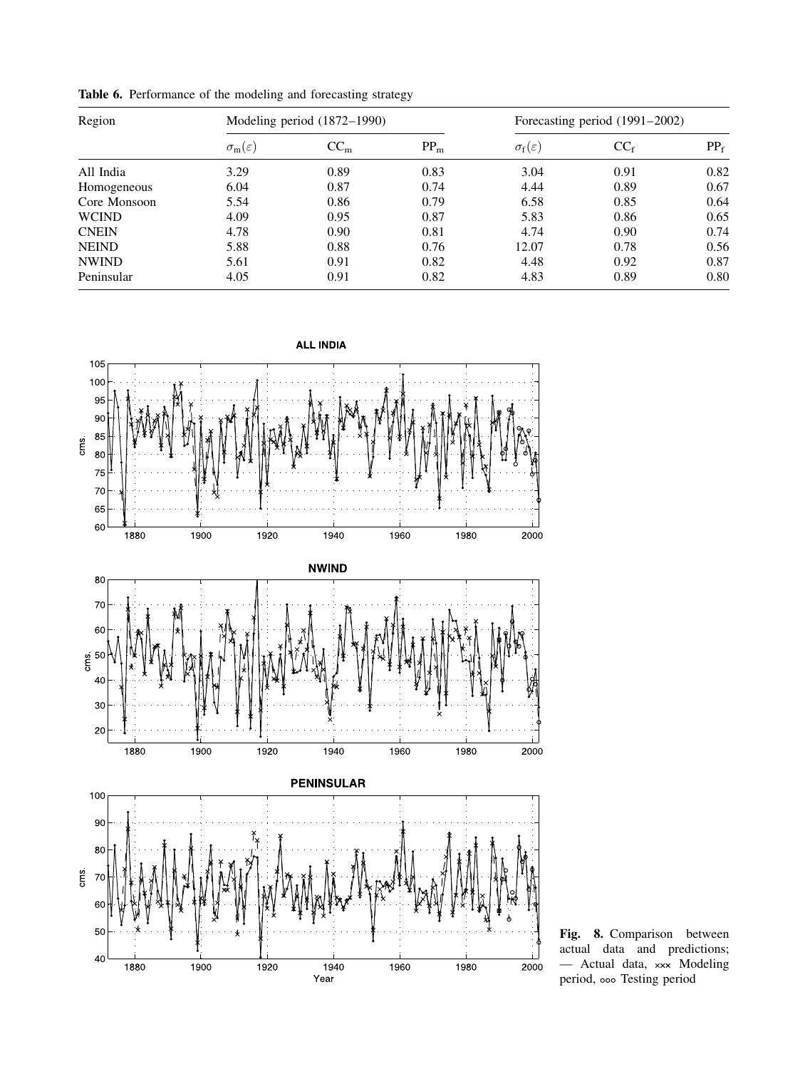**Table 6.** Performance of the modeling and forecasting strategy

| Region | Modeling period (1872–1990) | | | Forecasting period (1991–2002) | | |
|---|---|---|---|---|---|---|
| | $\sigma_m(\varepsilon)$ | $CC_m$ | $PP_m$ | $\sigma_f(\varepsilon)$ | $CC_f$ | $PP_f$ |
| All India | 3.29 | 0.89 | 0.83 | 3.04 | 0.91 | 0.82 |
| Homogeneous | 6.04 | 0.87 | 0.74 | 4.44 | 0.89 | 0.67 |
| Core Monsoon | 5.54 | 0.86 | 0.79 | 6.58 | 0.85 | 0.64 |
| WCIND | 4.09 | 0.95 | 0.87 | 5.83 | 0.86 | 0.65 |
| CNEIN | 4.78 | 0.90 | 0.81 | 4.74 | 0.90 | 0.74 |
| NEIND | 5.88 | 0.88 | 0.76 | 12.07 | 0.78 | 0.56 |
| NWIND | 5.61 | 0.91 | 0.82 | 4.48 | 0.92 | 0.87 |
| Peninsular | 4.05 | 0.91 | 0.82 | 4.83 | 0.89 | 0.80 |

**Fig. 8.** Comparison between actual data and predictions; — Actual data, ××× Modeling period, ○○○ Testing period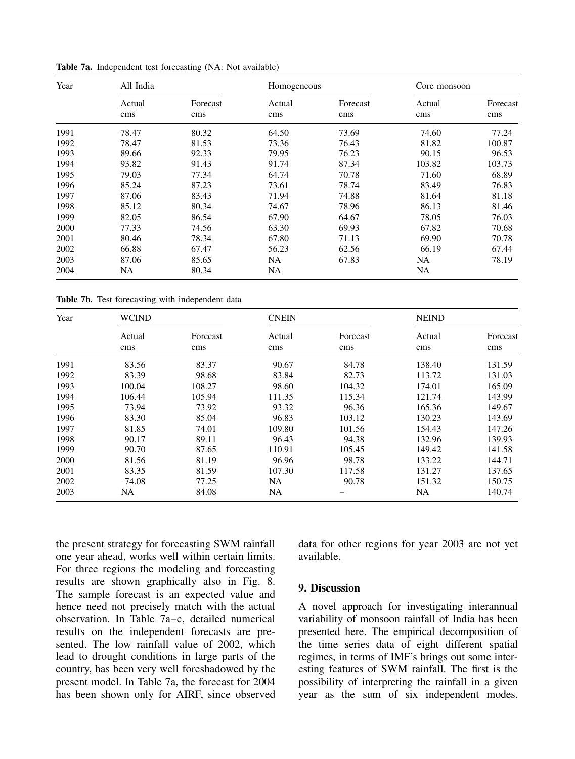**Table 7a.** Independent test forecasting (NA: Not available)

| Year | All India | | Homogeneous | | Core monsoon | |
|---|---|---|---|---|---|---|
| | Actual cms | Forecast cms | Actual cms | Forecast cms | Actual cms | Forecast cms |
| 1991 | 78.47 | 80.32 | 64.50 | 73.69 | 74.60 | 77.24 |
| 1992 | 78.47 | 81.53 | 73.36 | 76.43 | 81.82 | 100.87 |
| 1993 | 89.66 | 92.33 | 79.95 | 76.23 | 90.15 | 96.53 |
| 1994 | 93.82 | 91.43 | 91.74 | 87.34 | 103.82 | 103.73 |
| 1995 | 79.03 | 77.34 | 64.74 | 70.78 | 71.60 | 68.89 |
| 1996 | 85.24 | 87.23 | 73.61 | 78.74 | 83.49 | 76.83 |
| 1997 | 87.06 | 83.43 | 71.94 | 74.88 | 81.64 | 81.18 |
| 1998 | 85.12 | 80.34 | 74.67 | 78.96 | 86.13 | 81.46 |
| 1999 | 82.05 | 86.54 | 67.90 | 64.67 | 78.05 | 76.03 |
| 2000 | 77.33 | 74.56 | 63.30 | 69.93 | 67.82 | 70.68 |
| 2001 | 80.46 | 78.34 | 67.80 | 71.13 | 69.90 | 70.78 |
| 2002 | 66.88 | 67.47 | 56.23 | 62.56 | 66.19 | 67.44 |
| 2003 | 87.06 | 85.65 | NA | 67.83 | NA | 78.19 |
| 2004 | NA | 80.34 | NA | | NA | |

**Table 7b.** Test forecasting with independent data

| Year | WCIND | | CNEIN | | NEIND | |
|---|---|---|---|---|---|---|
| | Actual cms | Forecast cms | Actual cms | Forecast cms | Actual cms | Forecast cms |
| 1991 | 83.56 | 83.37 | 90.67 | 84.78 | 138.40 | 131.59 |
| 1992 | 83.39 | 98.68 | 83.84 | 82.73 | 113.72 | 131.03 |
| 1993 | 100.04 | 108.27 | 98.60 | 104.32 | 174.01 | 165.09 |
| 1994 | 106.44 | 105.94 | 111.35 | 115.34 | 121.74 | 143.99 |
| 1995 | 73.94 | 73.92 | 93.32 | 96.36 | 165.36 | 149.67 |
| 1996 | 83.30 | 85.04 | 96.83 | 103.12 | 130.23 | 143.69 |
| 1997 | 81.85 | 74.01 | 109.80 | 101.56 | 154.43 | 147.26 |
| 1998 | 90.17 | 89.11 | 96.43 | 94.38 | 132.96 | 139.93 |
| 1999 | 90.70 | 87.65 | 110.91 | 105.45 | 149.42 | 141.58 |
| 2000 | 81.56 | 81.19 | 96.96 | 98.78 | 133.22 | 144.71 |
| 2001 | 83.35 | 81.59 | 107.30 | 117.58 | 131.27 | 137.65 |
| 2002 | 74.08 | 77.25 | NA | 90.78 | 151.32 | 150.75 |
| 2003 | NA | 84.08 | NA | – | NA | 140.74 |

the present strategy for forecasting SWM rainfall one year ahead, works well within certain limits. For three regions the modeling and forecasting results are shown graphically also in Fig. 8. The sample forecast is an expected value and hence need not precisely match with the actual observation. In Table 7a–c, detailed numerical results on the independent forecasts are presented. The low rainfall value of 2002, which lead to drought conditions in large parts of the country, has been very well foreshadowed by the present model. In Table 7a, the forecast for 2004 has been shown only for AIRF, since observed data for other regions for year 2003 are not yet available.

## 9. Discussion

A novel approach for investigating interannual variability of monsoon rainfall of India has been presented here. The empirical decomposition of the time series data of eight different spatial regimes, in terms of IMF's brings out some interesting features of SWM rainfall. The first is the possibility of interpreting the rainfall in a given year as the sum of six independent modes.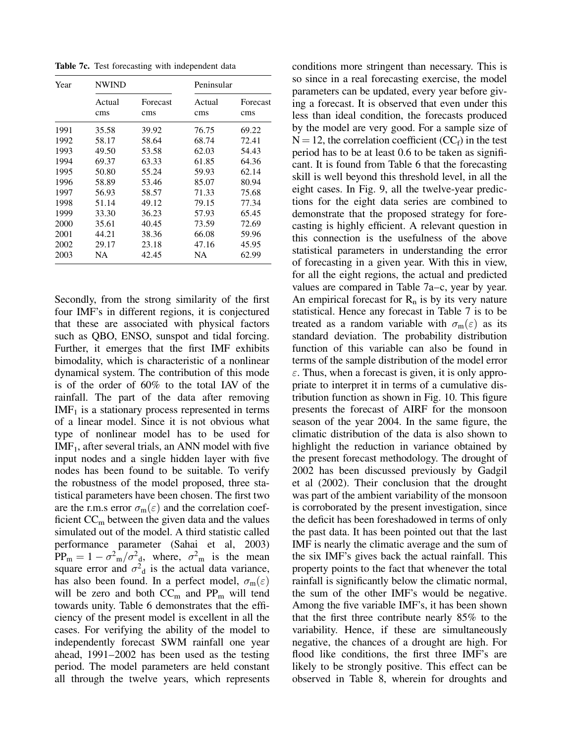**Table 7c.** Test forecasting with independent data

| Year | NWIND | | Peninsular | |
|---|---|---|---|---|
| | Actual cms | Forecast cms | Actual cms | Forecast cms |
| 1991 | 35.58 | 39.92 | 76.75 | 69.22 |
| 1992 | 58.17 | 58.64 | 68.74 | 72.41 |
| 1993 | 49.50 | 53.58 | 62.03 | 54.43 |
| 1994 | 69.37 | 63.33 | 61.85 | 64.36 |
| 1995 | 50.80 | 55.24 | 59.93 | 62.14 |
| 1996 | 58.89 | 53.46 | 85.07 | 80.94 |
| 1997 | 56.93 | 58.57 | 71.33 | 75.68 |
| 1998 | 51.14 | 49.12 | 79.15 | 77.34 |
| 1999 | 33.30 | 36.23 | 57.93 | 65.45 |
| 2000 | 35.61 | 40.45 | 73.59 | 72.69 |
| 2001 | 44.21 | 38.36 | 66.08 | 59.96 |
| 2002 | 29.17 | 23.18 | 47.16 | 45.95 |
| 2003 | NA | 42.45 | NA | 62.99 |

Secondly, from the strong similarity of the first four IMF's in different regions, it is conjectured that these are associated with physical factors such as QBO, ENSO, sunspot and tidal forcing. Further, it emerges that the first IMF exhibits bimodality, which is characteristic of a nonlinear dynamical system. The contribution of this mode is of the order of 60% to the total IAV of the rainfall. The part of the data after removing $IMF_1$ is a stationary process represented in terms of a linear model. Since it is not obvious what type of nonlinear model has to be used for $IMF_1$, after several trials, an ANN model with five input nodes and a single hidden layer with five nodes has been found to be suitable. To verify the robustness of the model proposed, three statistical parameters have been chosen. The first two are the r.m.s error $\sigma_m(\varepsilon)$ and the correlation coefficient $CC_m$ between the given data and the values simulated out of the model. A third statistic called performance parameter (Sahai et al, 2003) $PP_m = 1 - \sigma^2_m/\sigma^2_d$, where, $\sigma^2_m$ is the mean square error and $\sigma^2_d$ is the actual data variance, has also been found. In a perfect model, $\sigma_m(\varepsilon)$ will be zero and both $CC_m$ and $PP_m$ will tend towards unity. Table 6 demonstrates that the efficiency of the present model is excellent in all the cases. For verifying the ability of the model to independently forecast SWM rainfall one year ahead, 1991–2002 has been used as the testing period. The model parameters are held constant all through the twelve years, which represents conditions more stringent than necessary. This is so since in a real forecasting exercise, the model parameters can be updated, every year before giving a forecast. It is observed that even under this less than ideal condition, the forecasts produced by the model are very good. For a sample size of $N = 12$, the correlation coefficient ($CC_f$) in the test period has to be at least 0.6 to be taken as significant. It is found from Table 6 that the forecasting skill is well beyond this threshold level, in all the eight cases. In Fig. 9, all the twelve-year predictions for the eight data series are combined to demonstrate that the proposed strategy for forecasting is highly efficient. A relevant question in this connection is the usefulness of the above statistical parameters in understanding the error of forecasting in a given year. With this in view, for all the eight regions, the actual and predicted values are compared in Table 7a–c, year by year. An empirical forecast for $R_n$ is by its very nature statistical. Hence any forecast in Table 7 is to be treated as a random variable with $\sigma_m(\varepsilon)$ as its standard deviation. The probability distribution function of this variable can also be found in terms of the sample distribution of the model error $\varepsilon$. Thus, when a forecast is given, it is only appropriate to interpret it in terms of a cumulative distribution function as shown in Fig. 10. This figure presents the forecast of AIRF for the monsoon season of the year 2004. In the same figure, the climatic distribution of the data is also shown to highlight the reduction in variance obtained by the present forecast methodology. The drought of 2002 has been discussed previously by Gadgil et al (2002). Their conclusion that the drought was part of the ambient variability of the monsoon is corroborated by the present investigation, since the deficit has been foreshadowed in terms of only the past data. It has been pointed out that the last IMF is nearly the climatic average and the sum of the six IMF's gives back the actual rainfall. This property points to the fact that whenever the total rainfall is significantly below the climatic normal, the sum of the other IMF's would be negative. Among the five variable IMF's, it has been shown that the first three contribute nearly 85% to the variability. Hence, if these are simultaneously negative, the chances of a drought are high. For flood like conditions, the first three IMF's are likely to be strongly positive. This effect can be observed in Table 8, wherein for droughts and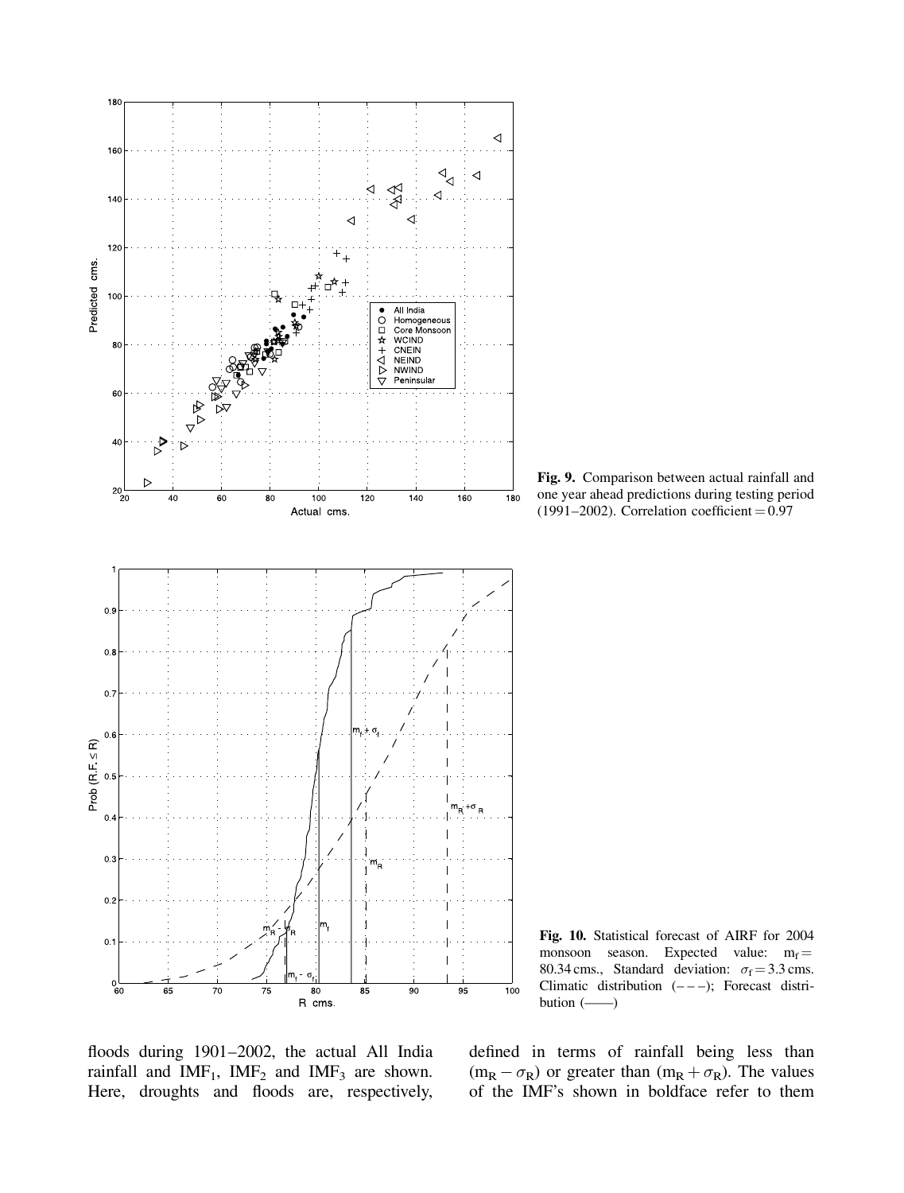Fig. 9. Comparison between actual rainfall and one year ahead predictions during testing period (1991–2002). Correlation coefficient = 0.97

Fig. 10. Statistical forecast of AIRF for 2004 monsoon season. Expected value: $m_f = 80.34$ cms., Standard deviation: $\sigma_f = 3.3$ cms. Climatic distribution (– – –); Forecast distribution (——)

floods during 1901–2002, the actual All India rainfall and $IMF_1$, $IMF_2$ and $IMF_3$ are shown. Here, droughts and floods are, respectively, defined in terms of rainfall being less than $(m_R - \sigma_R)$ or greater than $(m_R + \sigma_R)$. The values of the IMF's shown in boldface refer to them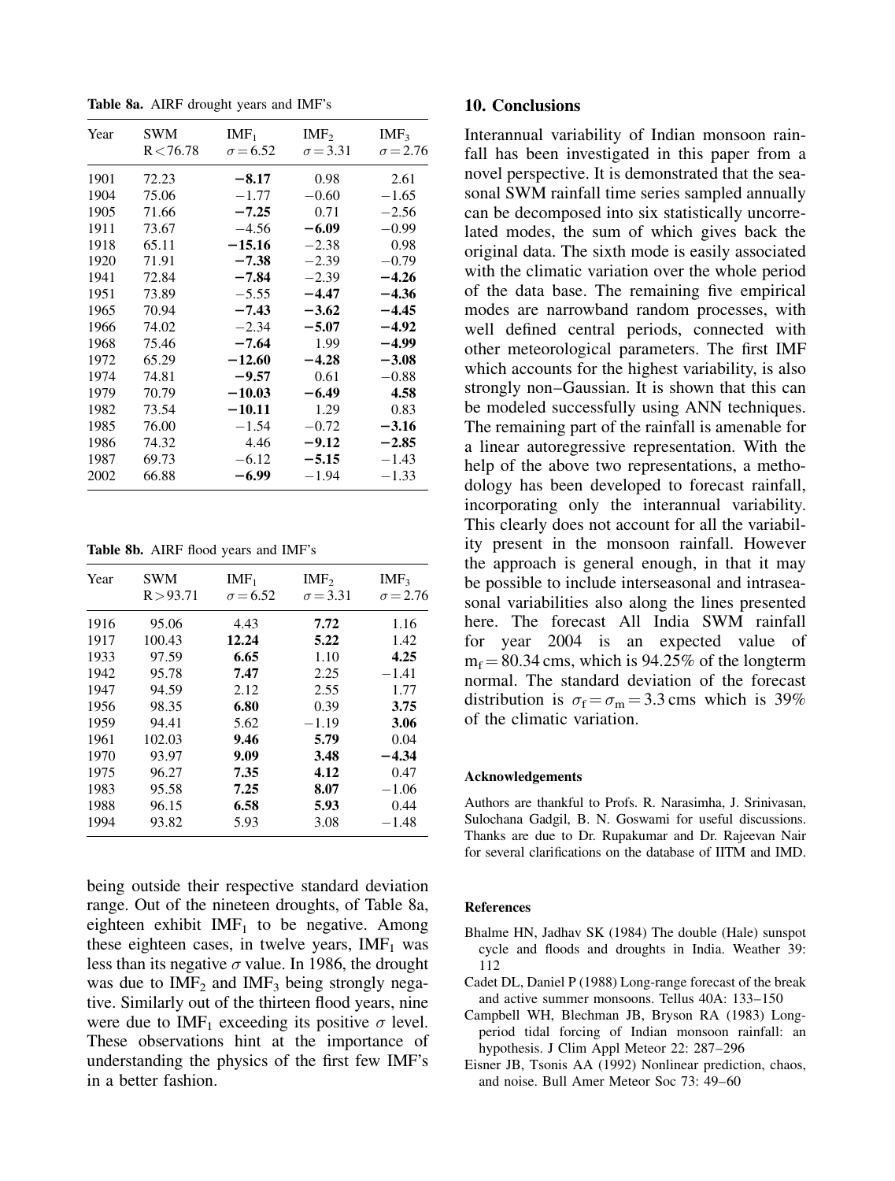**Table 8a.** AIRF drought years and IMF's

| Year | SWM $R < 76.78$ | $IMF_1$ $\sigma = 6.52$ | $IMF_2$ $\sigma = 3.31$ | $IMF_3$ $\sigma = 2.76$ |
|---|---|---|---|---|
| 1901 | 72.23 | **−8.17** | 0.98 | 2.61 |
| 1904 | 75.06 | −1.77 | −0.60 | −1.65 |
| 1905 | 71.66 | **−7.25** | 0.71 | −2.56 |
| 1911 | 73.67 | −4.56 | **−6.09** | −0.99 |
| 1918 | 65.11 | **−15.16** | −2.38 | 0.98 |
| 1920 | 71.91 | **−7.38** | −2.39 | −0.79 |
| 1941 | 72.84 | **−7.84** | −2.39 | **−4.26** |
| 1951 | 73.89 | −5.55 | **−4.47** | **−4.36** |
| 1965 | 70.94 | **−7.43** | **−3.62** | **−4.45** |
| 1966 | 74.02 | −2.34 | **−5.07** | **−4.92** |
| 1968 | 75.46 | **−7.64** | 1.99 | **−4.99** |
| 1972 | 65.29 | **−12.60** | **−4.28** | **−3.08** |
| 1974 | 74.81 | **−9.57** | 0.61 | −0.88 |
| 1979 | 70.79 | **−10.03** | **−6.49** | **4.58** |
| 1982 | 73.54 | **−10.11** | 1.29 | 0.83 |
| 1985 | 76.00 | −1.54 | −0.72 | **−3.16** |
| 1986 | 74.32 | 4.46 | **−9.12** | **−2.85** |
| 1987 | 69.73 | −6.12 | **−5.15** | −1.43 |
| 2002 | 66.88 | **−6.99** | −1.94 | −1.33 |

**Table 8b.** AIRF flood years and IMF's

| Year | SWM $R > 93.71$ | $IMF_1$ $\sigma = 6.52$ | $IMF_2$ $\sigma = 3.31$ | $IMF_3$ $\sigma = 2.76$ |
|---|---|---|---|---|
| 1916 | 95.06 | 4.43 | **7.72** | 1.16 |
| 1917 | 100.43 | **12.24** | **5.22** | 1.42 |
| 1933 | 97.59 | **6.65** | 1.10 | **4.25** |
| 1942 | 95.78 | **7.47** | 2.25 | −1.41 |
| 1947 | 94.59 | 2.12 | 2.55 | 1.77 |
| 1956 | 98.35 | **6.80** | 0.39 | **3.75** |
| 1959 | 94.41 | 5.62 | −1.19 | **3.06** |
| 1961 | 102.03 | **9.46** | **5.79** | 0.04 |
| 1970 | 93.97 | **9.09** | **3.48** | **−4.34** |
| 1975 | 96.27 | **7.35** | **4.12** | 0.47 |
| 1983 | 95.58 | **7.25** | **8.07** | −1.06 |
| 1988 | 96.15 | **6.58** | **5.93** | 0.44 |
| 1994 | 93.82 | 5.93 | 3.08 | −1.48 |

being outside their respective standard deviation range. Out of the nineteen droughts, of Table 8a, eighteen exhibit $IMF_1$ to be negative. Among these eighteen cases, in twelve years, $IMF_1$ was less than its negative $\sigma$ value. In 1986, the drought was due to $IMF_2$ and $IMF_3$ being strongly negative. Similarly out of the thirteen flood years, nine were due to $IMF_1$ exceeding its positive $\sigma$ level. These observations hint at the importance of understanding the physics of the first few IMF's in a better fashion.

## 10. Conclusions

Interannual variability of Indian monsoon rainfall has been investigated in this paper from a novel perspective. It is demonstrated that the seasonal SWM rainfall time series sampled annually can be decomposed into six statistically uncorrelated modes, the sum of which gives back the original data. The sixth mode is easily associated with the climatic variation over the whole period of the data base. The remaining five empirical modes are narrowband random processes, with well defined central periods, connected with other meteorological parameters. The first IMF which accounts for the highest variability, is also strongly non–Gaussian. It is shown that this can be modeled successfully using ANN techniques. The remaining part of the rainfall is amenable for a linear autoregressive representation. With the help of the above two representations, a methodology has been developed to forecast rainfall, incorporating only the interannual variability. This clearly does not account for all the variability present in the monsoon rainfall. However the approach is general enough, in that it may be possible to include interseasonal and intraseasonal variabilities also along the lines presented here. The forecast All India SWM rainfall for year 2004 is an expected value of $m_f = 80.34$ cms, which is 94.25% of the longterm normal. The standard deviation of the forecast distribution is $\sigma_f = \sigma_m = 3.3$ cms which is 39% of the climatic variation.

#### Acknowledgements

Authors are thankful to Profs. R. Narasimha, J. Srinivasan, Sulochana Gadgil, B. N. Goswami for useful discussions. Thanks are due to Dr. Rupakumar and Dr. Rajeevan Nair for several clarifications on the database of IITM and IMD.

#### References

Bhalme HN, Jadhav SK (1984) The double (Hale) sunspot cycle and floods and droughts in India. Weather 39: 112

Cadet DL, Daniel P (1988) Long-range forecast of the break and active summer monsoons. Tellus 40A: 133–150

Campbell WH, Blechman JB, Bryson RA (1983) Long-period tidal forcing of Indian monsoon rainfall: an hypothesis. J Clim Appl Meteor 22: 287–296

Eisner JB, Tsonis AA (1992) Nonlinear prediction, chaos, and noise. Bull Amer Meteor Soc 73: 49–60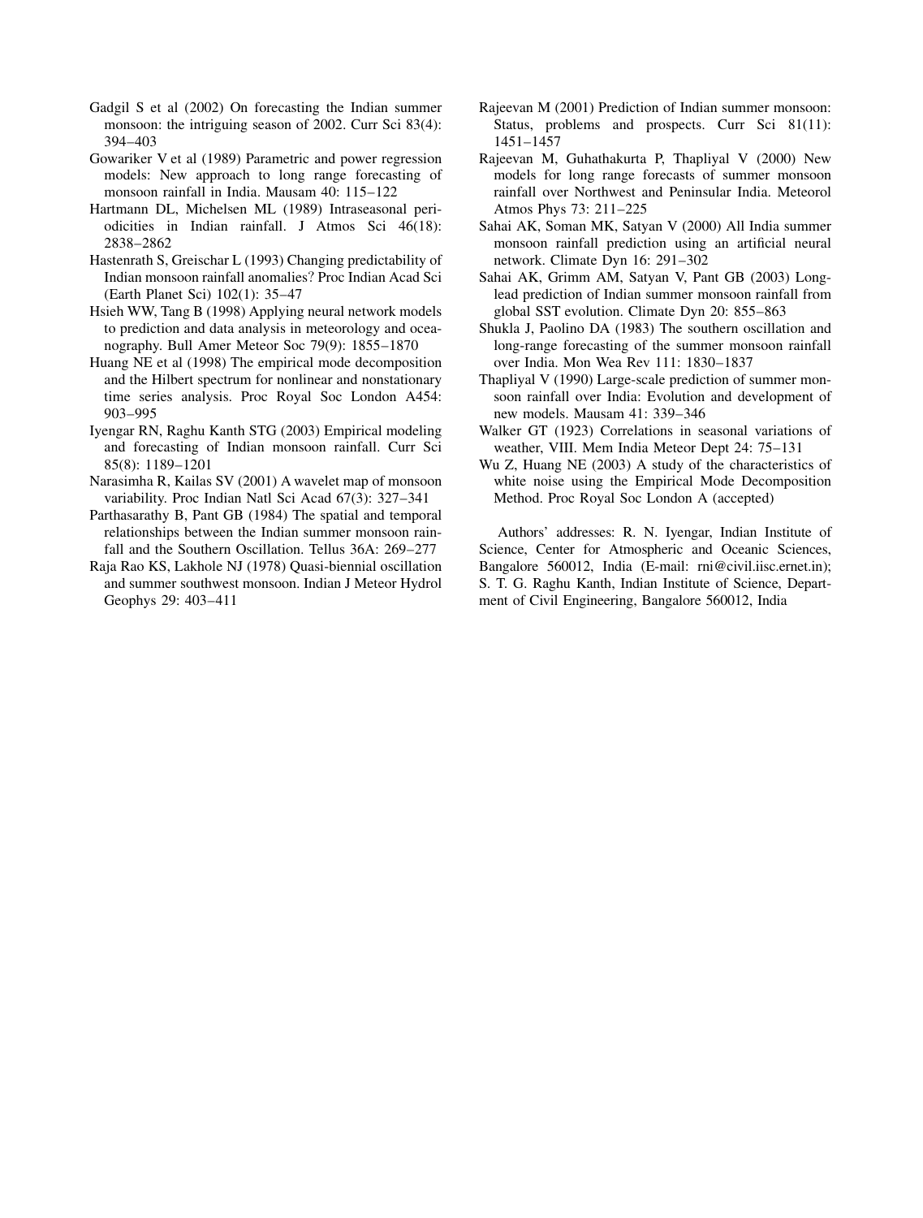Gadgil S et al (2002) On forecasting the Indian summer monsoon: the intriguing season of 2002. Curr Sci 83(4): 394–403

Gowariker V et al (1989) Parametric and power regression models: New approach to long range forecasting of monsoon rainfall in India. Mausam 40: 115–122

Hartmann DL, Michelsen ML (1989) Intraseasonal periodicities in Indian rainfall. J Atmos Sci 46(18): 2838–2862

Hastenrath S, Greischar L (1993) Changing predictability of Indian monsoon rainfall anomalies? Proc Indian Acad Sci (Earth Planet Sci) 102(1): 35–47

Hsieh WW, Tang B (1998) Applying neural network models to prediction and data analysis in meteorology and oceanography. Bull Amer Meteor Soc 79(9): 1855–1870

Huang NE et al (1998) The empirical mode decomposition and the Hilbert spectrum for nonlinear and nonstationary time series analysis. Proc Royal Soc London A454: 903–995

Iyengar RN, Raghu Kanth STG (2003) Empirical modeling and forecasting of Indian monsoon rainfall. Curr Sci 85(8): 1189–1201

Narasimha R, Kailas SV (2001) A wavelet map of monsoon variability. Proc Indian Natl Sci Acad 67(3): 327–341

Parthasarathy B, Pant GB (1984) The spatial and temporal relationships between the Indian summer monsoon rainfall and the Southern Oscillation. Tellus 36A: 269–277

Raja Rao KS, Lakhole NJ (1978) Quasi-biennial oscillation and summer southwest monsoon. Indian J Meteor Hydrol Geophys 29: 403–411

Rajeevan M (2001) Prediction of Indian summer monsoon: Status, problems and prospects. Curr Sci 81(11): 1451–1457

Rajeevan M, Guhathakurta P, Thapliyal V (2000) New models for long range forecasts of summer monsoon rainfall over Northwest and Peninsular India. Meteorol Atmos Phys 73: 211–225

Sahai AK, Soman MK, Satyan V (2000) All India summer monsoon rainfall prediction using an artificial neural network. Climate Dyn 16: 291–302

Sahai AK, Grimm AM, Satyan V, Pant GB (2003) Long-lead prediction of Indian summer monsoon rainfall from global SST evolution. Climate Dyn 20: 855–863

Shukla J, Paolino DA (1983) The southern oscillation and long-range forecasting of the summer monsoon rainfall over India. Mon Wea Rev 111: 1830–1837

Thapliyal V (1990) Large-scale prediction of summer monsoon rainfall over India: Evolution and development of new models. Mausam 41: 339–346

Walker GT (1923) Correlations in seasonal variations of weather, VIII. Mem India Meteor Dept 24: 75–131

Wu Z, Huang NE (2003) A study of the characteristics of white noise using the Empirical Mode Decomposition Method. Proc Royal Soc London A (accepted)

Authors' addresses: R. N. Iyengar, Indian Institute of Science, Center for Atmospheric and Oceanic Sciences, Bangalore 560012, India (E-mail: rni@civil.iisc.ernet.in); S. T. G. Raghu Kanth, Indian Institute of Science, Department of Civil Engineering, Bangalore 560012, India